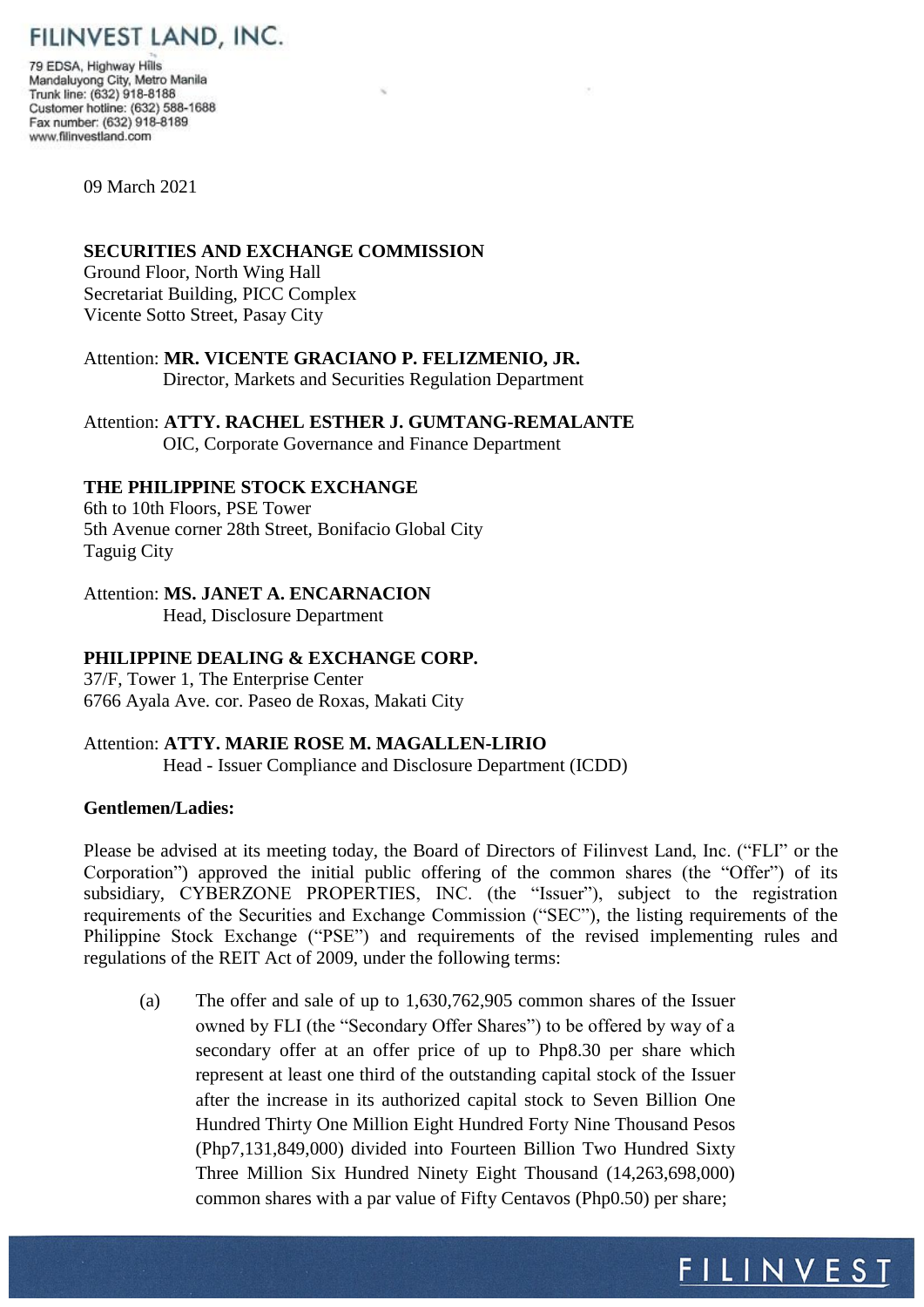# FILINVEST LAND, INC.

79 EDSA, Highway Hills
Mandaluyong City, Metro Manila
Trunk line: (632) 918-8188
Customer hotline: (632) 588-1688
Fax number: (632) 918-8189
www.filinvestland.com

09 March 2021

**SECURITIES AND EXCHANGE COMMISSION**
Ground Floor, North Wing Hall
Secretariat Building, PICC Complex
Vicente Sotto Street, Pasay City

Attention: **MR. VICENTE GRACIANO P. FELIZMENIO, JR.**
Director, Markets and Securities Regulation Department

Attention: **ATTY. RACHEL ESTHER J. GUMTANG-REMALANTE**
OIC, Corporate Governance and Finance Department

**THE PHILIPPINE STOCK EXCHANGE**
6th to 10th Floors, PSE Tower
5th Avenue corner 28th Street, Bonifacio Global City
Taguig City

Attention: **MS. JANET A. ENCARNACION**
Head, Disclosure Department

**PHILIPPINE DEALING & EXCHANGE CORP.**
37/F, Tower 1, The Enterprise Center
6766 Ayala Ave. cor. Paseo de Roxas, Makati City

Attention: **ATTY. MARIE ROSE M. MAGALLEN-LIRIO**
Head - Issuer Compliance and Disclosure Department (ICDD)

**Gentlemen/Ladies:**

Please be advised at its meeting today, the Board of Directors of Filinvest Land, Inc. ("FLI" or the Corporation") approved the initial public offering of the common shares (the "Offer") of its subsidiary, CYBERZONE PROPERTIES, INC. (the "Issuer"), subject to the registration requirements of the Securities and Exchange Commission ("SEC"), the listing requirements of the Philippine Stock Exchange ("PSE") and requirements of the revised implementing rules and regulations of the REIT Act of 2009, under the following terms:

(a) The offer and sale of up to 1,630,762,905 common shares of the Issuer owned by FLI (the "Secondary Offer Shares") to be offered by way of a secondary offer at an offer price of up to Php8.30 per share which represent at least one third of the outstanding capital stock of the Issuer after the increase in its authorized capital stock to Seven Billion One Hundred Thirty One Million Eight Hundred Forty Nine Thousand Pesos (Php7,131,849,000) divided into Fourteen Billion Two Hundred Sixty Three Million Six Hundred Ninety Eight Thousand (14,263,698,000) common shares with a par value of Fifty Centavos (Php0.50) per share;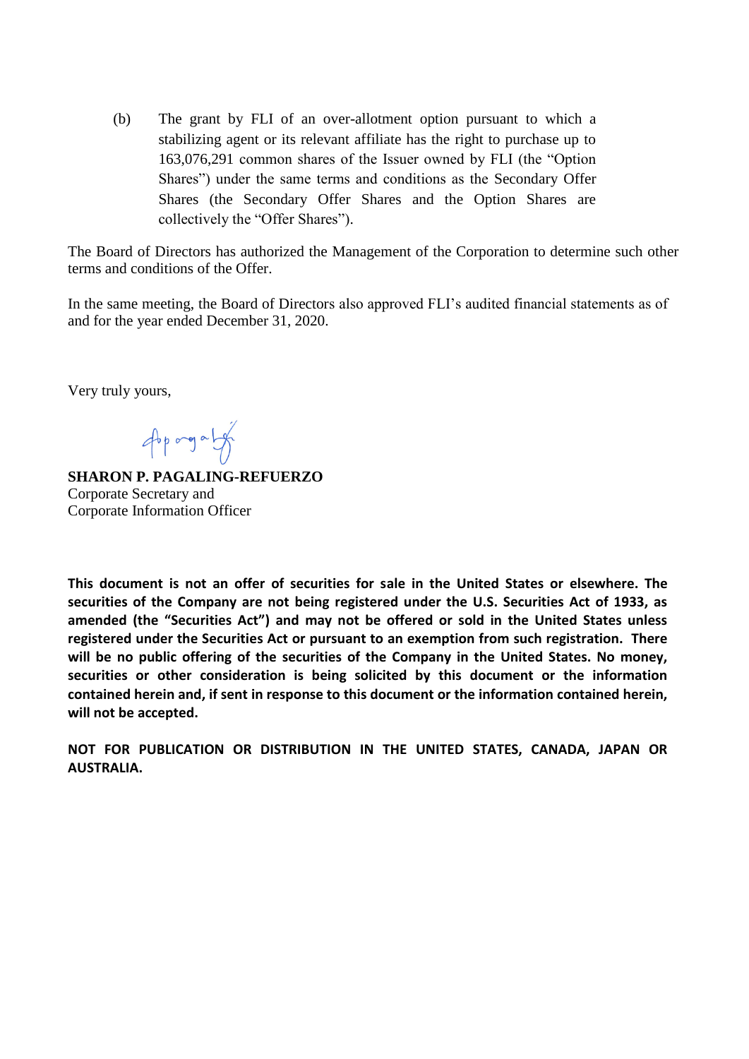(b) The grant by FLI of an over-allotment option pursuant to which a stabilizing agent or its relevant affiliate has the right to purchase up to 163,076,291 common shares of the Issuer owned by FLI (the "Option Shares") under the same terms and conditions as the Secondary Offer Shares (the Secondary Offer Shares and the Option Shares are collectively the "Offer Shares").

The Board of Directors has authorized the Management of the Corporation to determine such other terms and conditions of the Offer.

In the same meeting, the Board of Directors also approved FLI's audited financial statements as of and for the year ended December 31, 2020.

Very truly yours,

**SHARON P. PAGALING-REFUERZO**
Corporate Secretary and
Corporate Information Officer

**This document is not an offer of securities for sale in the United States or elsewhere. The securities of the Company are not being registered under the U.S. Securities Act of 1933, as amended (the "Securities Act") and may not be offered or sold in the United States unless registered under the Securities Act or pursuant to an exemption from such registration. There will be no public offering of the securities of the Company in the United States. No money, securities or other consideration is being solicited by this document or the information contained herein and, if sent in response to this document or the information contained herein, will not be accepted.**

**NOT FOR PUBLICATION OR DISTRIBUTION IN THE UNITED STATES, CANADA, JAPAN OR AUSTRALIA.**